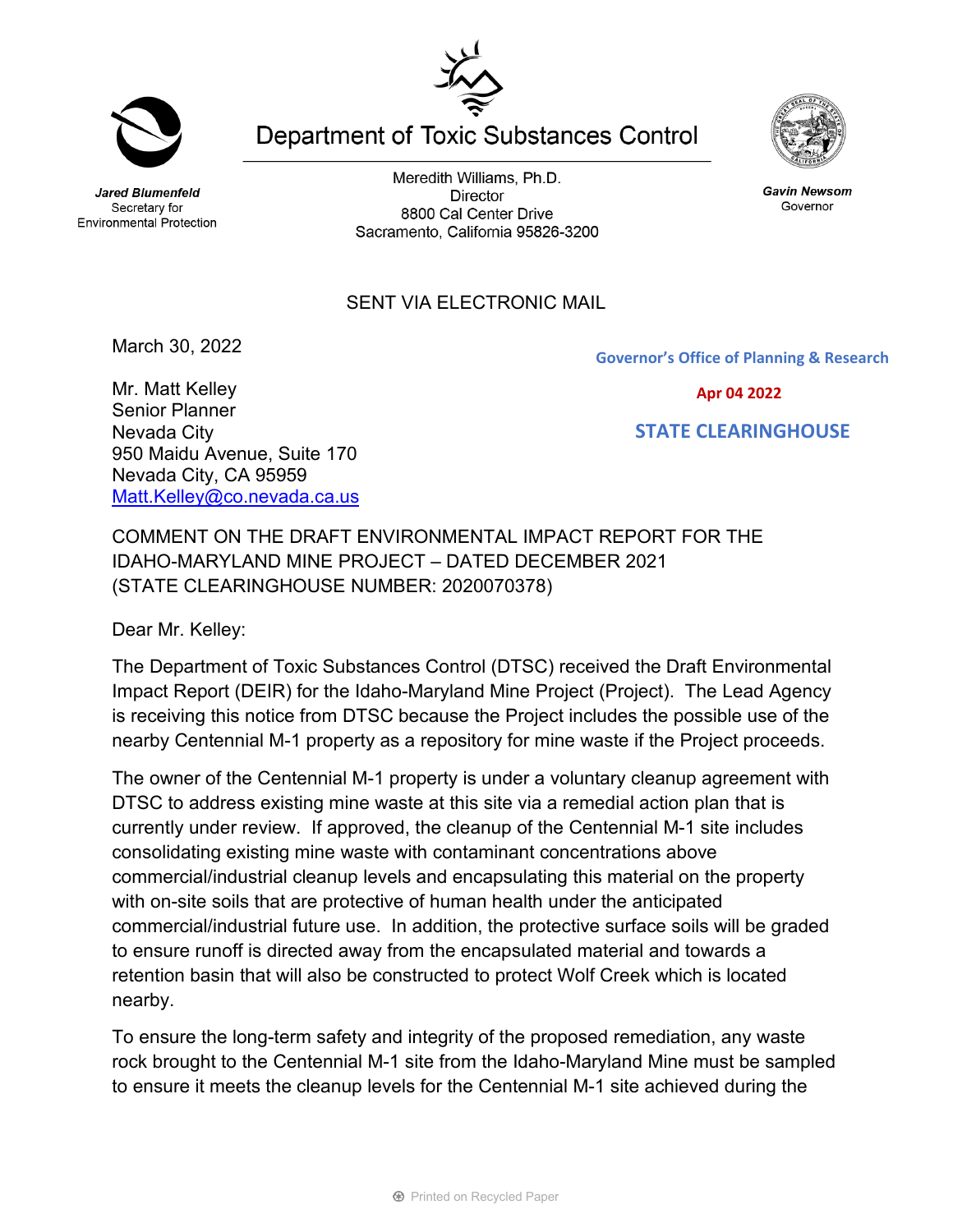**Jared Blumenfeld**
Secretary for
Environmental Protection

# Department of Toxic Substances Control

Meredith Williams, Ph.D.
Director
8800 Cal Center Drive
Sacramento, California 95826-3200

**Gavin Newsom**
Governor

SENT VIA ELECTRONIC MAIL

March 30, 2022

Governor's Office of Planning & Research

Apr 04 2022

STATE CLEARINGHOUSE

Mr. Matt Kelley
Senior Planner
Nevada City
950 Maidu Avenue, Suite 170
Nevada City, CA 95959
Matt.Kelley@co.nevada.ca.us

COMMENT ON THE DRAFT ENVIRONMENTAL IMPACT REPORT FOR THE IDAHO-MARYLAND MINE PROJECT – DATED DECEMBER 2021 (STATE CLEARINGHOUSE NUMBER: 2020070378)

Dear Mr. Kelley:

The Department of Toxic Substances Control (DTSC) received the Draft Environmental Impact Report (DEIR) for the Idaho-Maryland Mine Project (Project). The Lead Agency is receiving this notice from DTSC because the Project includes the possible use of the nearby Centennial M-1 property as a repository for mine waste if the Project proceeds.

The owner of the Centennial M-1 property is under a voluntary cleanup agreement with DTSC to address existing mine waste at this site via a remedial action plan that is currently under review. If approved, the cleanup of the Centennial M-1 site includes consolidating existing mine waste with contaminant concentrations above commercial/industrial cleanup levels and encapsulating this material on the property with on-site soils that are protective of human health under the anticipated commercial/industrial future use. In addition, the protective surface soils will be graded to ensure runoff is directed away from the encapsulated material and towards a retention basin that will also be constructed to protect Wolf Creek which is located nearby.

To ensure the long-term safety and integrity of the proposed remediation, any waste rock brought to the Centennial M-1 site from the Idaho-Maryland Mine must be sampled to ensure it meets the cleanup levels for the Centennial M-1 site achieved during the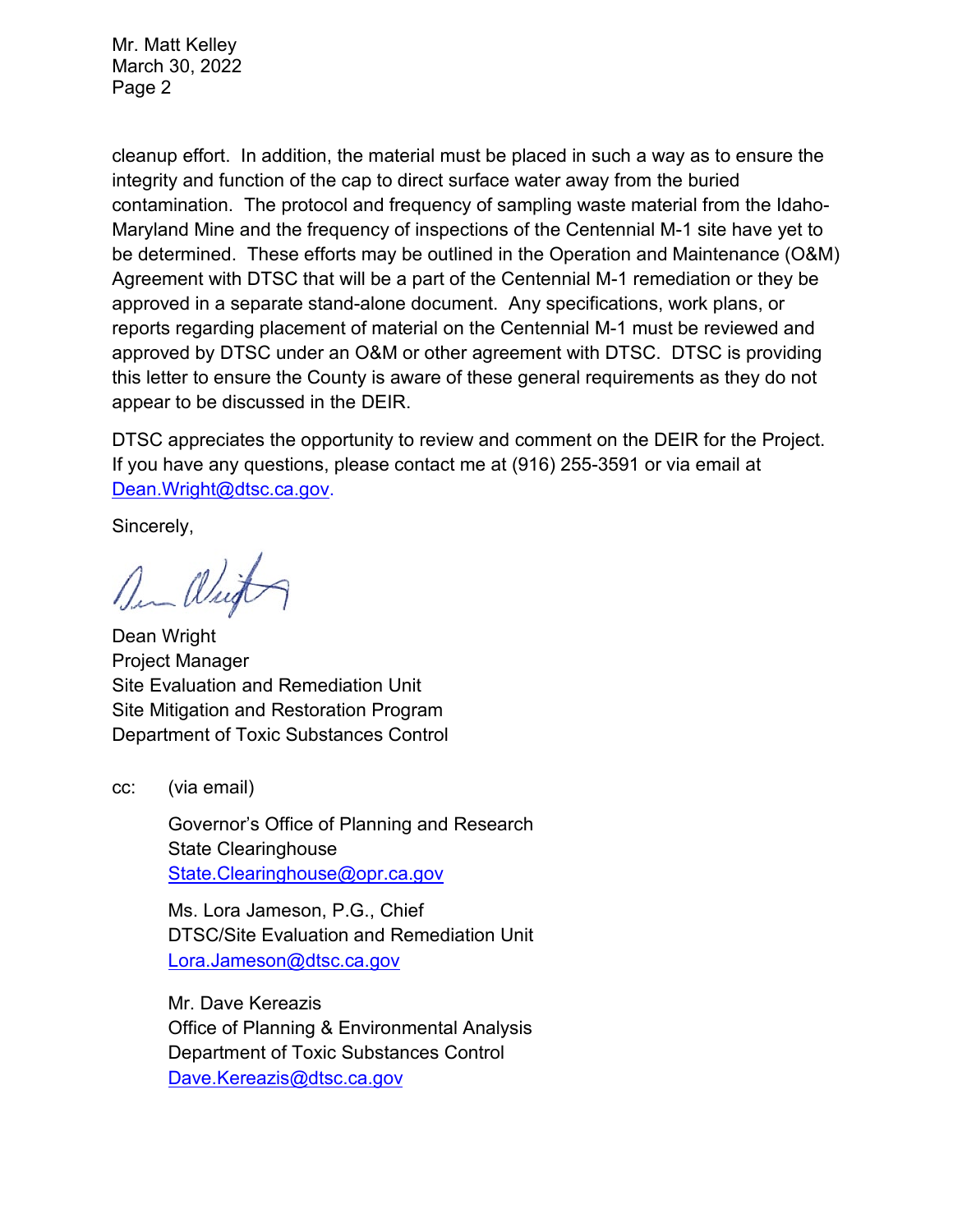cleanup effort. In addition, the material must be placed in such a way as to ensure the integrity and function of the cap to direct surface water away from the buried contamination. The protocol and frequency of sampling waste material from the Idaho-Maryland Mine and the frequency of inspections of the Centennial M-1 site have yet to be determined. These efforts may be outlined in the Operation and Maintenance (O&M) Agreement with DTSC that will be a part of the Centennial M-1 remediation or they be approved in a separate stand-alone document. Any specifications, work plans, or reports regarding placement of material on the Centennial M-1 must be reviewed and approved by DTSC under an O&M or other agreement with DTSC. DTSC is providing this letter to ensure the County is aware of these general requirements as they do not appear to be discussed in the DEIR.

DTSC appreciates the opportunity to review and comment on the DEIR for the Project. If you have any questions, please contact me at (916) 255-3591 or via email at Dean.Wright@dtsc.ca.gov.

Sincerely,

Dean Wright
Project Manager
Site Evaluation and Remediation Unit
Site Mitigation and Restoration Program
Department of Toxic Substances Control

cc: (via email)

Governor's Office of Planning and Research
State Clearinghouse
State.Clearinghouse@opr.ca.gov

Ms. Lora Jameson, P.G., Chief
DTSC/Site Evaluation and Remediation Unit
Lora.Jameson@dtsc.ca.gov

Mr. Dave Kereazis
Office of Planning & Environmental Analysis
Department of Toxic Substances Control
Dave.Kereazis@dtsc.ca.gov